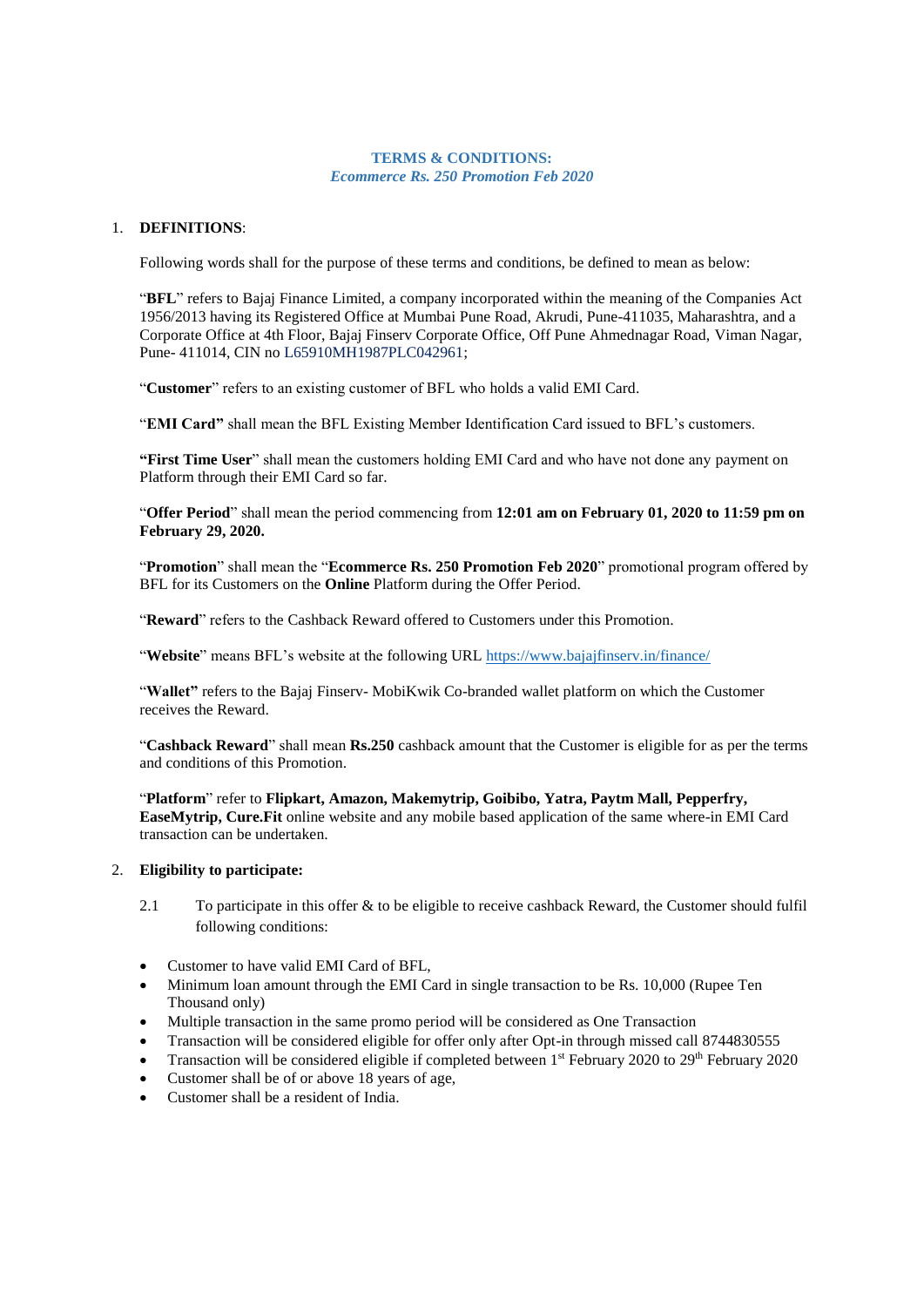**TERMS & CONDITIONS:**
***Ecommerce Rs. 250 Promotion Feb 2020***

1. **DEFINITIONS**:

   Following words shall for the purpose of these terms and conditions, be defined to mean as below:

   "**BFL**" refers to Bajaj Finance Limited, a company incorporated within the meaning of the Companies Act 1956/2013 having its Registered Office at Mumbai Pune Road, Akrudi, Pune-411035, Maharashtra, and a Corporate Office at 4th Floor, Bajaj Finserv Corporate Office, Off Pune Ahmednagar Road, Viman Nagar, Pune- 411014, CIN no L65910MH1987PLC042961;

   "**Customer**" refers to an existing customer of BFL who holds a valid EMI Card.

   "**EMI Card"** shall mean the BFL Existing Member Identification Card issued to BFL's customers.

   **"First Time User**" shall mean the customers holding EMI Card and who have not done any payment on Platform through their EMI Card so far.

   "**Offer Period**" shall mean the period commencing from **12:01 am on February 01, 2020 to 11:59 pm on February 29, 2020.**

   "**Promotion**" shall mean the "**Ecommerce Rs. 250 Promotion Feb 2020**" promotional program offered by BFL for its Customers on the **Online** Platform during the Offer Period.

   "**Reward**" refers to the Cashback Reward offered to Customers under this Promotion.

   "**Website**" means BFL's website at the following URL https://www.bajajfinserv.in/finance/

   "**Wallet"** refers to the Bajaj Finserv- MobiKwik Co-branded wallet platform on which the Customer receives the Reward.

   "**Cashback Reward**" shall mean **Rs.250** cashback amount that the Customer is eligible for as per the terms and conditions of this Promotion.

   "**Platform**" refer to **Flipkart, Amazon, Makemytrip, Goibibo, Yatra, Paytm Mall, Pepperfry, EaseMytrip, Cure.Fit** online website and any mobile based application of the same where-in EMI Card transaction can be undertaken.

2. **Eligibility to participate:**

   2.1 To participate in this offer & to be eligible to receive cashback Reward, the Customer should fulfil following conditions:

- Customer to have valid EMI Card of BFL,
- Minimum loan amount through the EMI Card in single transaction to be Rs. 10,000 (Rupee Ten Thousand only)
- Multiple transaction in the same promo period will be considered as One Transaction
- Transaction will be considered eligible for offer only after Opt-in through missed call 8744830555
- Transaction will be considered eligible if completed between 1st February 2020 to 29th February 2020
- Customer shall be of or above 18 years of age,
- Customer shall be a resident of India.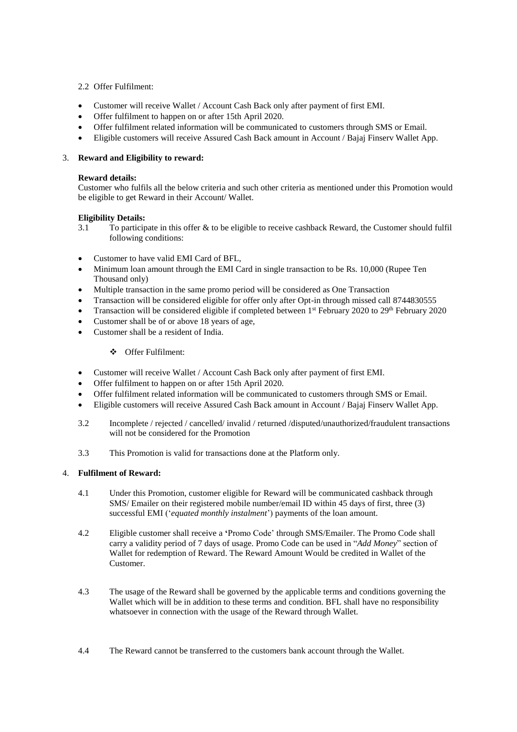2.2 Offer Fulfilment:

- Customer will receive Wallet / Account Cash Back only after payment of first EMI.
- Offer fulfilment to happen on or after 15th April 2020.
- Offer fulfilment related information will be communicated to customers through SMS or Email.
- Eligible customers will receive Assured Cash Back amount in Account / Bajaj Finserv Wallet App.

3. **Reward and Eligibility to reward:**

**Reward details:**
Customer who fulfils all the below criteria and such other criteria as mentioned under this Promotion would be eligible to get Reward in their Account/ Wallet.

**Eligibility Details:**

3.1 To participate in this offer & to be eligible to receive cashback Reward, the Customer should fulfil following conditions:

- Customer to have valid EMI Card of BFL,
- Minimum loan amount through the EMI Card in single transaction to be Rs. 10,000 (Rupee Ten Thousand only)
- Multiple transaction in the same promo period will be considered as One Transaction
- Transaction will be considered eligible for offer only after Opt-in through missed call 8744830555
- Transaction will be considered eligible if completed between 1st February 2020 to 29th February 2020
- Customer shall be of or above 18 years of age,
- Customer shall be a resident of India.

    - Offer Fulfilment:

- Customer will receive Wallet / Account Cash Back only after payment of first EMI.
- Offer fulfilment to happen on or after 15th April 2020.
- Offer fulfilment related information will be communicated to customers through SMS or Email.
- Eligible customers will receive Assured Cash Back amount in Account / Bajaj Finserv Wallet App.

3.2 Incomplete / rejected / cancelled/ invalid / returned /disputed/unauthorized/fraudulent transactions will not be considered for the Promotion

3.3 This Promotion is valid for transactions done at the Platform only.

4. **Fulfilment of Reward:**

4.1 Under this Promotion, customer eligible for Reward will be communicated cashback through SMS/ Emailer on their registered mobile number/email ID within 45 days of first, three (3) successful EMI ('*equated monthly instalment*') payments of the loan amount.

4.2 Eligible customer shall receive a **'**Promo Code' through SMS/Emailer. The Promo Code shall carry a validity period of 7 days of usage. Promo Code can be used in "*Add Money*" section of Wallet for redemption of Reward. The Reward Amount Would be credited in Wallet of the Customer.

4.3 The usage of the Reward shall be governed by the applicable terms and conditions governing the Wallet which will be in addition to these terms and condition. BFL shall have no responsibility whatsoever in connection with the usage of the Reward through Wallet.

4.4 The Reward cannot be transferred to the customers bank account through the Wallet.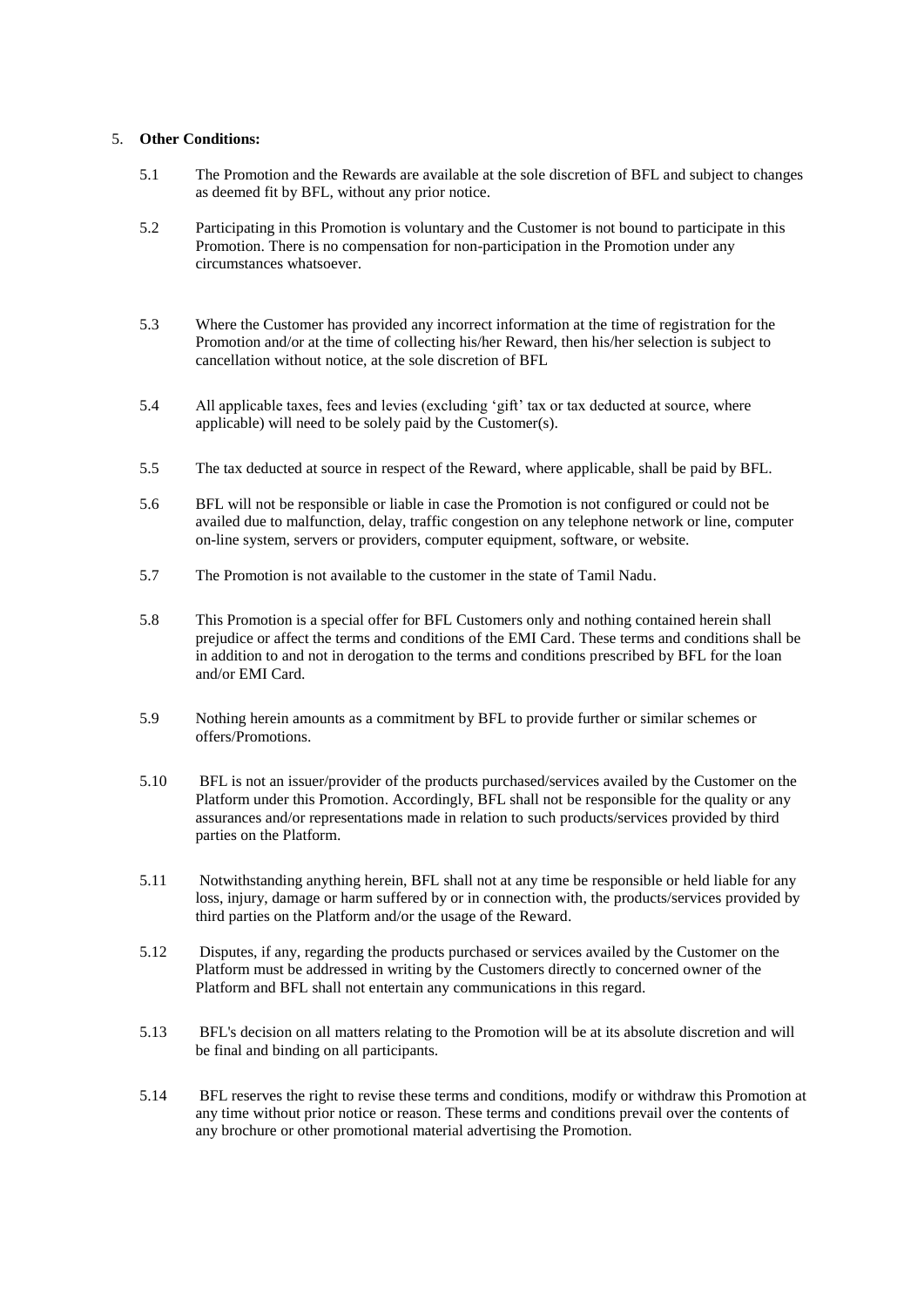5. **Other Conditions:**

5.1 The Promotion and the Rewards are available at the sole discretion of BFL and subject to changes as deemed fit by BFL, without any prior notice.

5.2 Participating in this Promotion is voluntary and the Customer is not bound to participate in this Promotion. There is no compensation for non-participation in the Promotion under any circumstances whatsoever.

5.3 Where the Customer has provided any incorrect information at the time of registration for the Promotion and/or at the time of collecting his/her Reward, then his/her selection is subject to cancellation without notice, at the sole discretion of BFL

5.4 All applicable taxes, fees and levies (excluding 'gift' tax or tax deducted at source, where applicable) will need to be solely paid by the Customer(s).

5.5 The tax deducted at source in respect of the Reward, where applicable, shall be paid by BFL.

5.6 BFL will not be responsible or liable in case the Promotion is not configured or could not be availed due to malfunction, delay, traffic congestion on any telephone network or line, computer on-line system, servers or providers, computer equipment, software, or website.

5.7 The Promotion is not available to the customer in the state of Tamil Nadu.

5.8 This Promotion is a special offer for BFL Customers only and nothing contained herein shall prejudice or affect the terms and conditions of the EMI Card. These terms and conditions shall be in addition to and not in derogation to the terms and conditions prescribed by BFL for the loan and/or EMI Card.

5.9 Nothing herein amounts as a commitment by BFL to provide further or similar schemes or offers/Promotions.

5.10 BFL is not an issuer/provider of the products purchased/services availed by the Customer on the Platform under this Promotion. Accordingly, BFL shall not be responsible for the quality or any assurances and/or representations made in relation to such products/services provided by third parties on the Platform.

5.11 Notwithstanding anything herein, BFL shall not at any time be responsible or held liable for any loss, injury, damage or harm suffered by or in connection with, the products/services provided by third parties on the Platform and/or the usage of the Reward.

5.12 Disputes, if any, regarding the products purchased or services availed by the Customer on the Platform must be addressed in writing by the Customers directly to concerned owner of the Platform and BFL shall not entertain any communications in this regard.

5.13 BFL's decision on all matters relating to the Promotion will be at its absolute discretion and will be final and binding on all participants.

5.14 BFL reserves the right to revise these terms and conditions, modify or withdraw this Promotion at any time without prior notice or reason. These terms and conditions prevail over the contents of any brochure or other promotional material advertising the Promotion.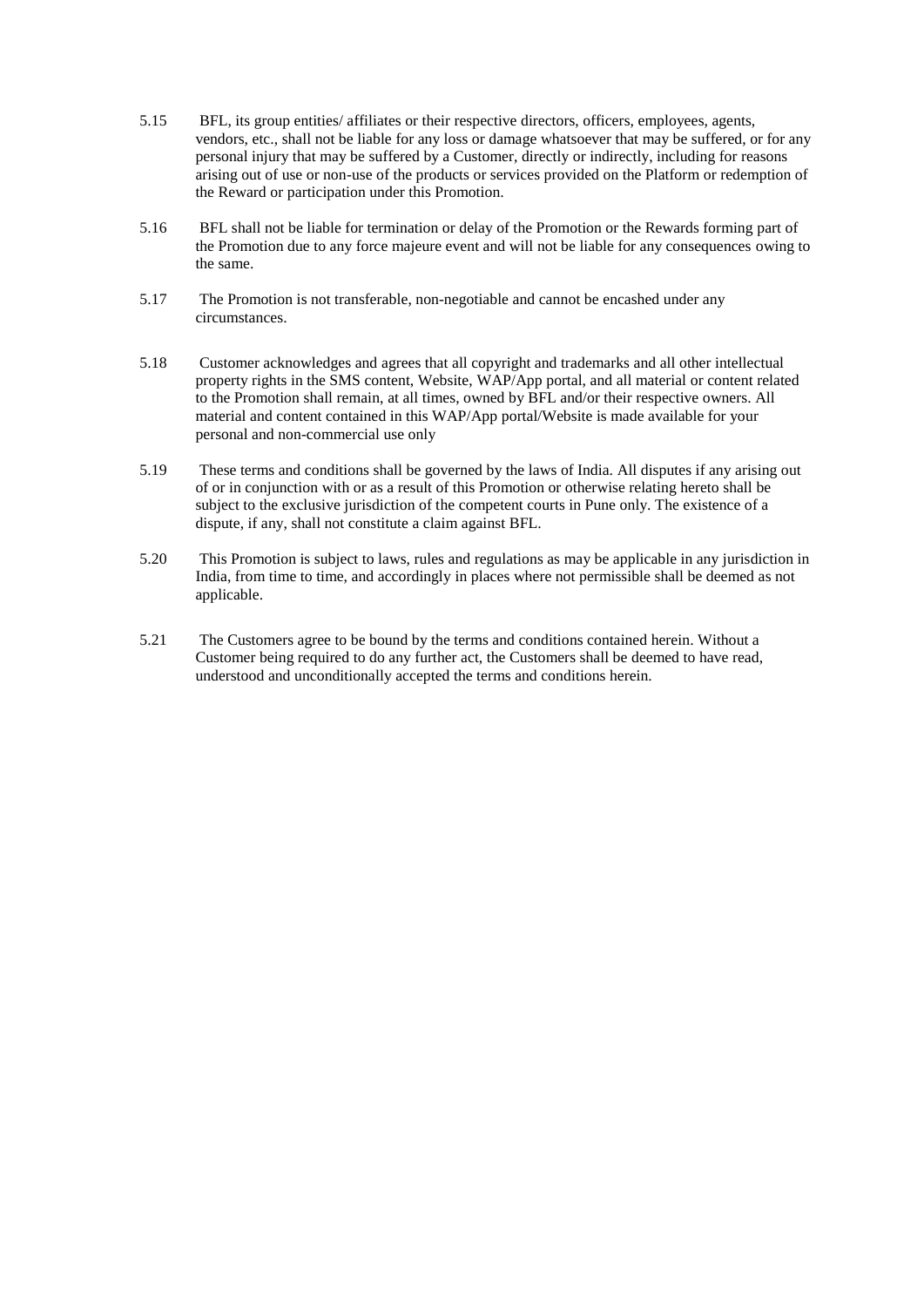5.15 BFL, its group entities/ affiliates or their respective directors, officers, employees, agents, vendors, etc., shall not be liable for any loss or damage whatsoever that may be suffered, or for any personal injury that may be suffered by a Customer, directly or indirectly, including for reasons arising out of use or non-use of the products or services provided on the Platform or redemption of the Reward or participation under this Promotion.

5.16 BFL shall not be liable for termination or delay of the Promotion or the Rewards forming part of the Promotion due to any force majeure event and will not be liable for any consequences owing to the same.

5.17 The Promotion is not transferable, non-negotiable and cannot be encashed under any circumstances.

5.18 Customer acknowledges and agrees that all copyright and trademarks and all other intellectual property rights in the SMS content, Website, WAP/App portal, and all material or content related to the Promotion shall remain, at all times, owned by BFL and/or their respective owners. All material and content contained in this WAP/App portal/Website is made available for your personal and non-commercial use only

5.19 These terms and conditions shall be governed by the laws of India. All disputes if any arising out of or in conjunction with or as a result of this Promotion or otherwise relating hereto shall be subject to the exclusive jurisdiction of the competent courts in Pune only. The existence of a dispute, if any, shall not constitute a claim against BFL.

5.20 This Promotion is subject to laws, rules and regulations as may be applicable in any jurisdiction in India, from time to time, and accordingly in places where not permissible shall be deemed as not applicable.

5.21 The Customers agree to be bound by the terms and conditions contained herein. Without a Customer being required to do any further act, the Customers shall be deemed to have read, understood and unconditionally accepted the terms and conditions herein.